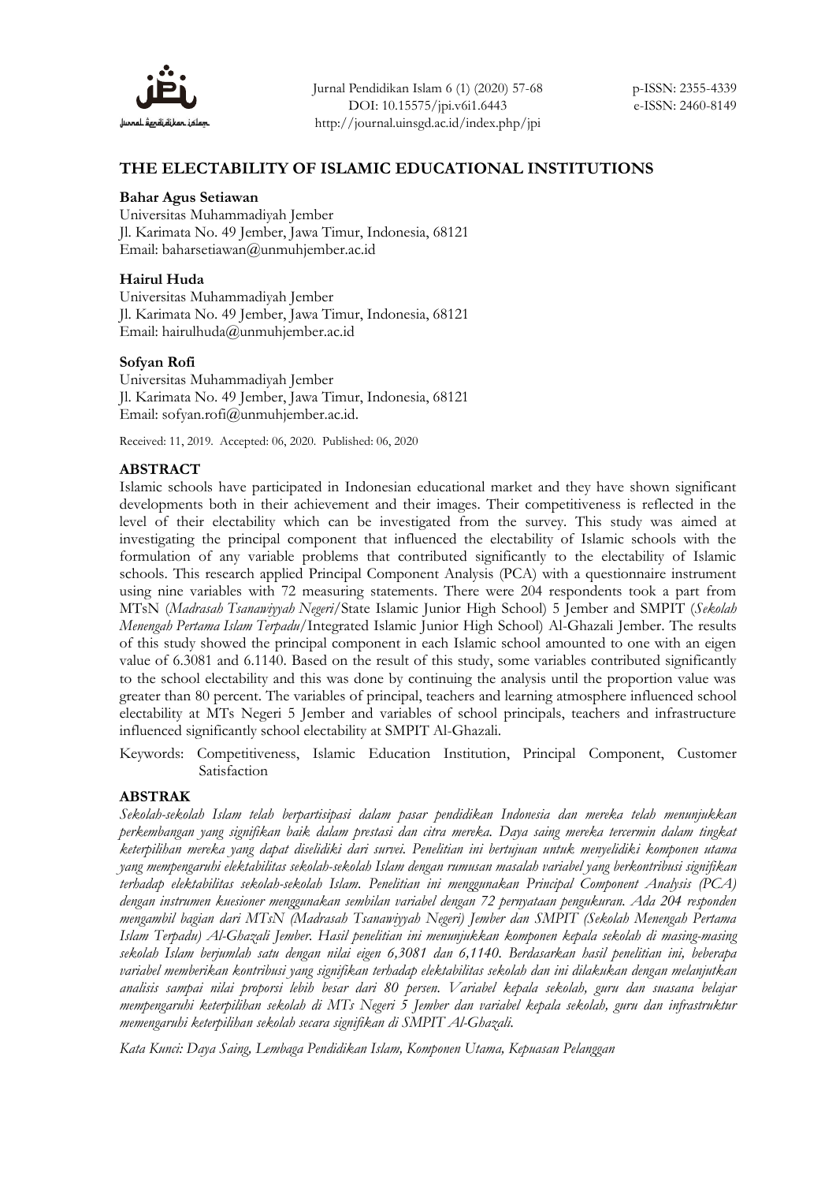# THE ELECTABILITY OF ISLAMIC EDUCATIONAL INSTITUTIONS

**Bahar Agus Setiawan**
Universitas Muhammadiyah Jember
Jl. Karimata No. 49 Jember, Jawa Timur, Indonesia, 68121
Email: baharsetiawan@unmuhjember.ac.id

**Hairul Huda**
Universitas Muhammadiyah Jember
Jl. Karimata No. 49 Jember, Jawa Timur, Indonesia, 68121
Email: hairulhuda@unmuhjember.ac.id

**Sofyan Rofi**
Universitas Muhammadiyah Jember
Jl. Karimata No. 49 Jember, Jawa Timur, Indonesia, 68121
Email: sofyan.rofi@unmuhjember.ac.id.

Received: 11, 2019. Accepted: 06, 2020. Published: 06, 2020

## ABSTRACT

Islamic schools have participated in Indonesian educational market and they have shown significant developments both in their achievement and their images. Their competitiveness is reflected in the level of their electability which can be investigated from the survey. This study was aimed at investigating the principal component that influenced the electability of Islamic schools with the formulation of any variable problems that contributed significantly to the electability of Islamic schools. This research applied Principal Component Analysis (PCA) with a questionnaire instrument using nine variables with 72 measuring statements. There were 204 respondents took a part from MTsN (*Madrasah Tsanawiyyah Negeri*/State Islamic Junior High School) 5 Jember and SMPIT (*Sekolah Menengah Pertama Islam Terpadu*/Integrated Islamic Junior High School) Al-Ghazali Jember. The results of this study showed the principal component in each Islamic school amounted to one with an eigen value of 6.3081 and 6.1140. Based on the result of this study, some variables contributed significantly to the school electability and this was done by continuing the analysis until the proportion value was greater than 80 percent. The variables of principal, teachers and learning atmosphere influenced school electability at MTs Negeri 5 Jember and variables of school principals, teachers and infrastructure influenced significantly school electability at SMPIT Al-Ghazali.

Keywords: Competitiveness, Islamic Education Institution, Principal Component, Customer Satisfaction

## ABSTRAK

*Sekolah-sekolah Islam telah berpartisipasi dalam pasar pendidikan Indonesia dan mereka telah menunjukkan perkembangan yang signifikan baik dalam prestasi dan citra mereka. Daya saing mereka tercermin dalam tingkat keterpilihan mereka yang dapat diselidiki dari survei. Penelitian ini bertujuan untuk menyelidiki komponen utama yang mempengaruhi elektabilitas sekolah-sekolah Islam dengan rumusan masalah variabel yang berkontribusi signifikan terhadap elektabilitas sekolah-sekolah Islam. Penelitian ini menggunakan Principal Component Analysis (PCA) dengan instrumen kuesioner menggunakan sembilan variabel dengan 72 pernyataan pengukuran. Ada 204 responden mengambil bagian dari MTsN (Madrasah Tsanawiyyah Negeri) Jember dan SMPIT (Sekolah Menengah Pertama Islam Terpadu) Al-Ghazali Jember. Hasil penelitian ini menunjukkan komponen kepala sekolah di masing-masing sekolah Islam berjumlah satu dengan nilai eigen 6,3081 dan 6,1140. Berdasarkan hasil penelitian ini, beberapa variabel memberikan kontribusi yang signifikan terhadap elektabilitas sekolah dan ini dilakukan dengan melanjutkan analisis sampai nilai proporsi lebih besar dari 80 persen. Variabel kepala sekolah, guru dan suasana belajar mempengaruhi keterpilihan sekolah di MTs Negeri 5 Jember dan variabel kepala sekolah, guru dan infrastruktur memengaruhi keterpilihan sekolah secara signifikan di SMPIT Al-Ghazali.*

*Kata Kunci: Daya Saing, Lembaga Pendidikan Islam, Komponen Utama, Kepuasan Pelanggan*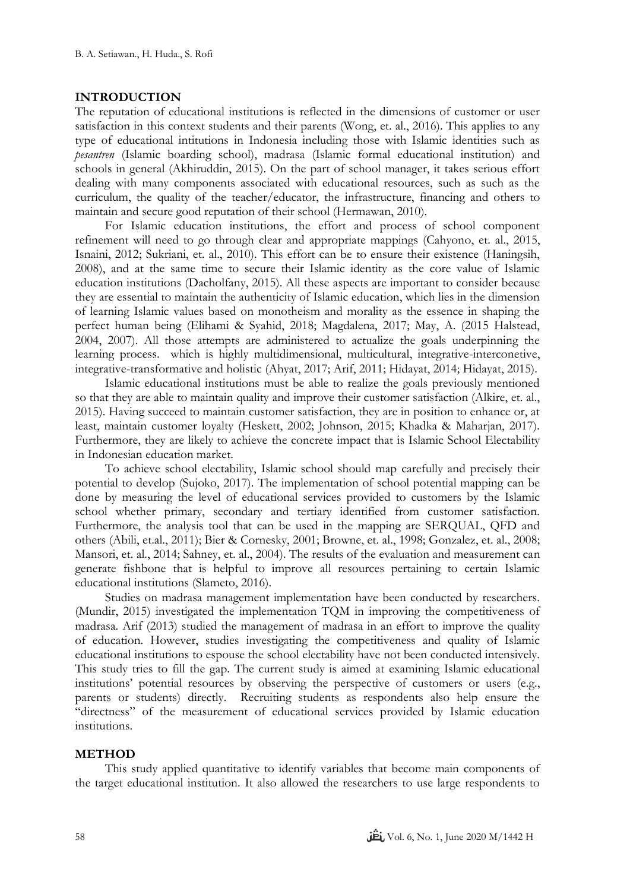## INTRODUCTION

The reputation of educational institutions is reflected in the dimensions of customer or user satisfaction in this context students and their parents (Wong, et. al., 2016). This applies to any type of educational intitutions in Indonesia including those with Islamic identities such as *pesantren* (Islamic boarding school), madrasa (Islamic formal educational institution) and schools in general (Akhiruddin, 2015). On the part of school manager, it takes serious effort dealing with many components associated with educational resources, such as such as the curriculum, the quality of the teacher/educator, the infrastructure, financing and others to maintain and secure good reputation of their school (Hermawan, 2010).

For Islamic education institutions, the effort and process of school component refinement will need to go through clear and appropriate mappings (Cahyono, et. al., 2015, Isnaini, 2012; Sukriani, et. al., 2010). This effort can be to ensure their existence (Haningsih, 2008), and at the same time to secure their Islamic identity as the core value of Islamic education institutions (Dacholfany, 2015). All these aspects are important to consider because they are essential to maintain the authenticity of Islamic education, which lies in the dimension of learning Islamic values based on monotheism and morality as the essence in shaping the perfect human being (Elihami & Syahid, 2018; Magdalena, 2017; May, A. (2015 Halstead, 2004, 2007). All those attempts are administered to actualize the goals underpinning the learning process. which is highly multidimensional, multicultural, integrative-interconetive, integrative-transformative and holistic (Ahyat, 2017; Arif, 2011; Hidayat, 2014; Hidayat, 2015).

Islamic educational institutions must be able to realize the goals previously mentioned so that they are able to maintain quality and improve their customer satisfaction (Alkire, et. al., 2015). Having succeed to maintain customer satisfaction, they are in position to enhance or, at least, maintain customer loyalty (Heskett, 2002; Johnson, 2015; Khadka & Maharjan, 2017). Furthermore, they are likely to achieve the concrete impact that is Islamic School Electability in Indonesian education market.

To achieve school electability, Islamic school should map carefully and precisely their potential to develop (Sujoko, 2017). The implementation of school potential mapping can be done by measuring the level of educational services provided to customers by the Islamic school whether primary, secondary and tertiary identified from customer satisfaction. Furthermore, the analysis tool that can be used in the mapping are SERQUAL, QFD and others (Abili, et.al., 2011); Bier & Cornesky, 2001; Browne, et. al., 1998; Gonzalez, et. al., 2008; Mansori, et. al., 2014; Sahney, et. al., 2004). The results of the evaluation and measurement can generate fishbone that is helpful to improve all resources pertaining to certain Islamic educational institutions (Slameto, 2016).

Studies on madrasa management implementation have been conducted by researchers. (Mundir, 2015) investigated the implementation TQM in improving the competitiveness of madrasa. Arif (2013) studied the management of madrasa in an effort to improve the quality of education. However, studies investigating the competitiveness and quality of Islamic educational institutions to espouse the school electability have not been conducted intensively. This study tries to fill the gap. The current study is aimed at examining Islamic educational institutions' potential resources by observing the perspective of customers or users (e.g., parents or students) directly. Recruiting students as respondents also help ensure the "directness" of the measurement of educational services provided by Islamic education institutions.

## METHOD

This study applied quantitative to identify variables that become main components of the target educational institution. It also allowed the researchers to use large respondents to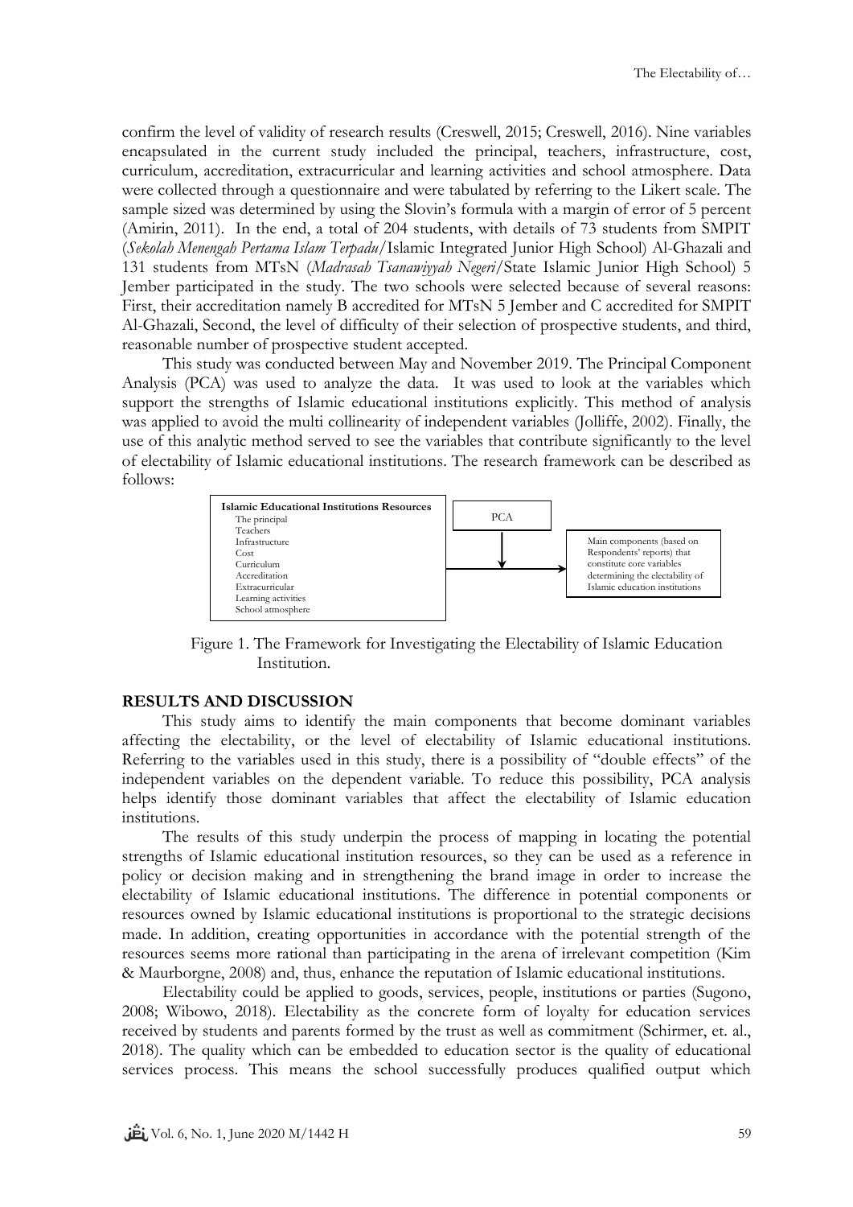confirm the level of validity of research results (Creswell, 2015; Creswell, 2016). Nine variables encapsulated in the current study included the principal, teachers, infrastructure, cost, curriculum, accreditation, extracurricular and learning activities and school atmosphere. Data were collected through a questionnaire and were tabulated by referring to the Likert scale. The sample sized was determined by using the Slovin's formula with a margin of error of 5 percent (Amirin, 2011). In the end, a total of 204 students, with details of 73 students from SMPIT (*Sekolah Menengah Pertama Islam Terpadu*/Islamic Integrated Junior High School) Al-Ghazali and 131 students from MTsN (*Madrasah Tsanawiyyah Negeri*/State Islamic Junior High School) 5 Jember participated in the study. The two schools were selected because of several reasons: First, their accreditation namely B accredited for MTsN 5 Jember and C accredited for SMPIT Al-Ghazali, Second, the level of difficulty of their selection of prospective students, and third, reasonable number of prospective student accepted.

This study was conducted between May and November 2019. The Principal Component Analysis (PCA) was used to analyze the data. It was used to look at the variables which support the strengths of Islamic educational institutions explicitly. This method of analysis was applied to avoid the multi collinearity of independent variables (Jolliffe, 2002). Finally, the use of this analytic method served to see the variables that contribute significantly to the level of electability of Islamic educational institutions. The research framework can be described as follows:

**Islamic Educational Institutions Resources**
- The principal
- Teachers
- Infrastructure
- Cost
- Curriculum
- Accreditation
- Extracurricular
- Learning activities
- School atmosphere

→ PCA →

Main components (based on Respondents' reports) that constitute core variables determining the electability of Islamic education institutions

Figure 1. The Framework for Investigating the Electability of Islamic Education Institution.

## RESULTS AND DISCUSSION

This study aims to identify the main components that become dominant variables affecting the electability, or the level of electability of Islamic educational institutions. Referring to the variables used in this study, there is a possibility of "double effects" of the independent variables on the dependent variable. To reduce this possibility, PCA analysis helps identify those dominant variables that affect the electability of Islamic education institutions.

The results of this study underpin the process of mapping in locating the potential strengths of Islamic educational institution resources, so they can be used as a reference in policy or decision making and in strengthening the brand image in order to increase the electability of Islamic educational institutions. The difference in potential components or resources owned by Islamic educational institutions is proportional to the strategic decisions made. In addition, creating opportunities in accordance with the potential strength of the resources seems more rational than participating in the arena of irrelevant competition (Kim & Maurborgne, 2008) and, thus, enhance the reputation of Islamic educational institutions.

Electability could be applied to goods, services, people, institutions or parties (Sugono, 2008; Wibowo, 2018). Electability as the concrete form of loyalty for education services received by students and parents formed by the trust as well as commitment (Schirmer, et. al., 2018). The quality which can be embedded to education sector is the quality of educational services process. This means the school successfully produces qualified output which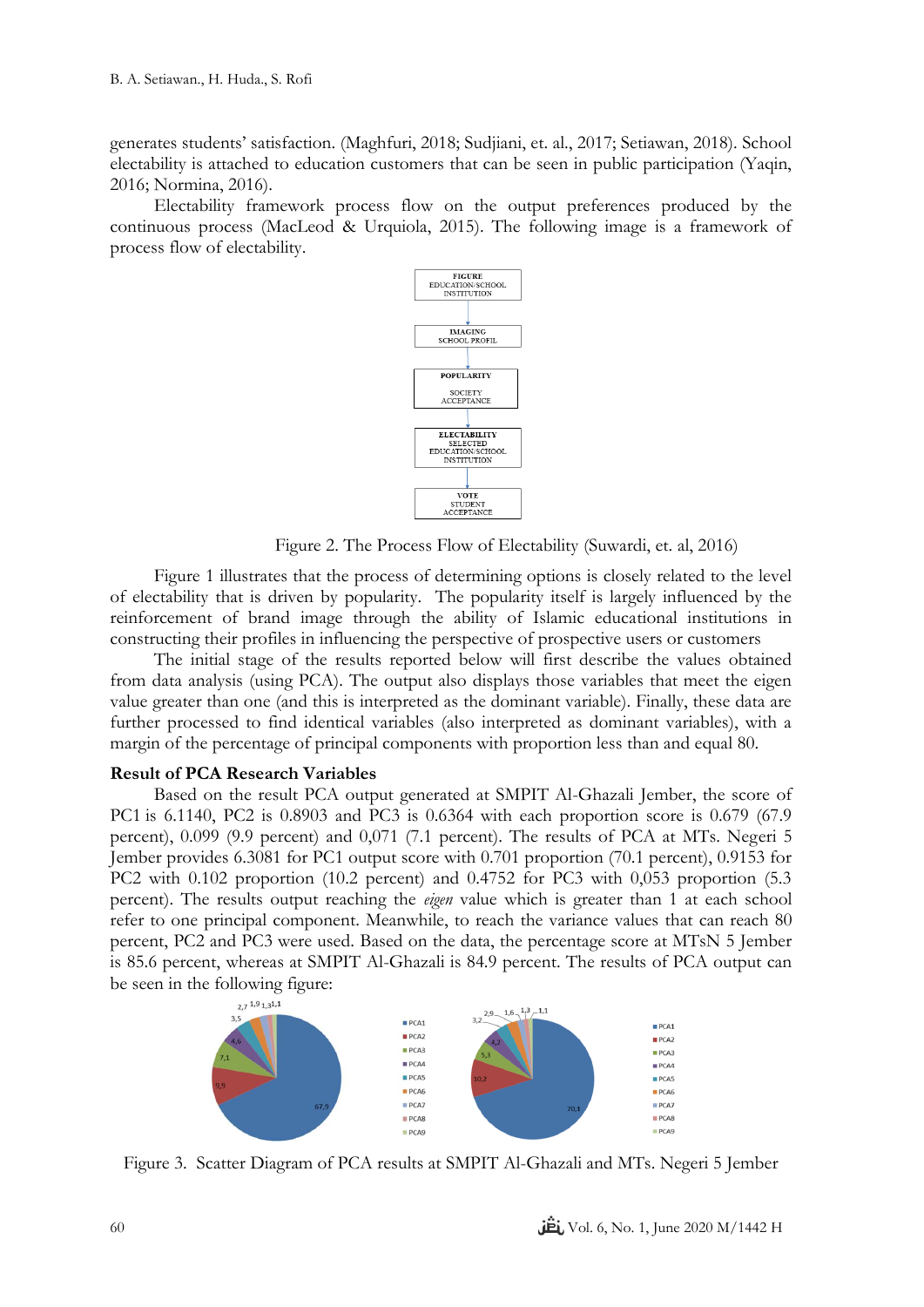generates students' satisfaction. (Maghfuri, 2018; Sudjiani, et. al., 2017; Setiawan, 2018). School electability is attached to education customers that can be seen in public participation (Yaqin, 2016; Normina, 2016).

Electability framework process flow on the output preferences produced by the continuous process (MacLeod & Urquiola, 2015). The following image is a framework of process flow of electability.

Figure 2. The Process Flow of Electability (Suwardi, et. al, 2016)

Figure 1 illustrates that the process of determining options is closely related to the level of electability that is driven by popularity. The popularity itself is largely influenced by the reinforcement of brand image through the ability of Islamic educational institutions in constructing their profiles in influencing the perspective of prospective users or customers

The initial stage of the results reported below will first describe the values obtained from data analysis (using PCA). The output also displays those variables that meet the eigen value greater than one (and this is interpreted as the dominant variable). Finally, these data are further processed to find identical variables (also interpreted as dominant variables), with a margin of the percentage of principal components with proportion less than and equal 80.

**Result of PCA Research Variables**

Based on the result PCA output generated at SMPIT Al-Ghazali Jember, the score of PC1 is 6.1140, PC2 is 0.8903 and PC3 is 0.6364 with each proportion score is 0.679 (67.9 percent), 0.099 (9.9 percent) and 0,071 (7.1 percent). The results of PCA at MTs. Negeri 5 Jember provides 6.3081 for PC1 output score with 0.701 proportion (70.1 percent), 0.9153 for PC2 with 0.102 proportion (10.2 percent) and 0.4752 for PC3 with 0,053 proportion (5.3 percent). The results output reaching the *eigen* value which is greater than 1 at each school refer to one principal component. Meanwhile, to reach the variance values that can reach 80 percent, PC2 and PC3 were used. Based on the data, the percentage score at MTsN 5 Jember is 85.6 percent, whereas at SMPIT Al-Ghazali is 84.9 percent. The results of PCA output can be seen in the following figure:

Figure 3. Scatter Diagram of PCA results at SMPIT Al-Ghazali and MTs. Negeri 5 Jember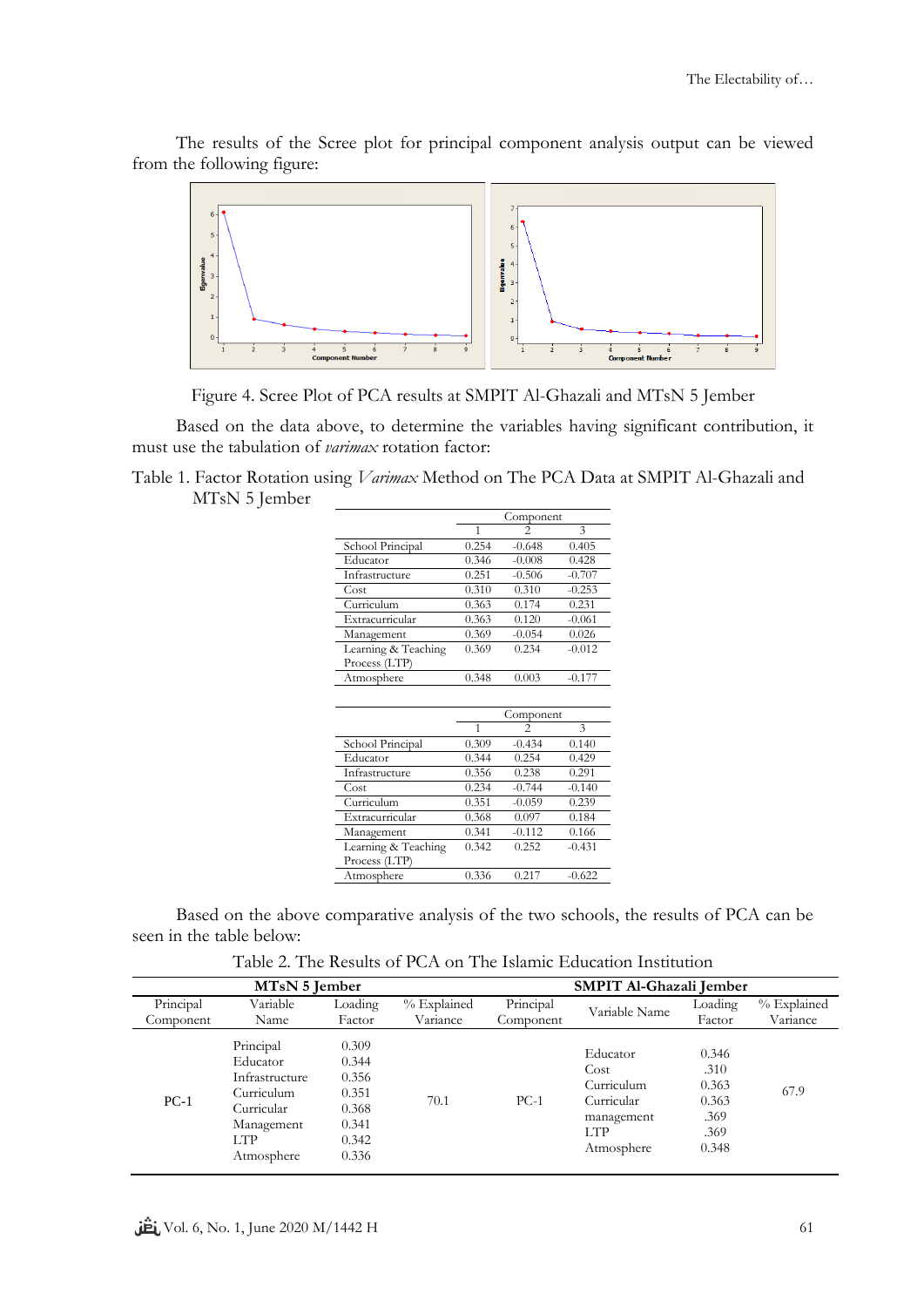The results of the Scree plot for principal component analysis output can be viewed from the following figure:

Figure 4. Scree Plot of PCA results at SMPIT Al-Ghazali and MTsN 5 Jember

Based on the data above, to determine the variables having significant contribution, it must use the tabulation of *varimax* rotation factor:

Table 1. Factor Rotation using *Varimax* Method on The PCA Data at SMPIT Al-Ghazali and MTsN 5 Jember

| | Component | | |
|---|---|---|---|
| | 1 | 2 | 3 |
| School Principal | 0.254 | -0.648 | 0.405 |
| Educator | 0.346 | -0.008 | 0.428 |
| Infrastructure | 0.251 | -0.506 | -0.707 |
| Cost | 0.310 | 0.310 | -0.253 |
| Curriculum | 0.363 | 0.174 | 0.231 |
| Extracurricular | 0.363 | 0.120 | -0.061 |
| Management | 0.369 | -0.054 | 0.026 |
| Learning & Teaching Process (LTP) | 0.369 | 0.234 | -0.012 |
| Atmosphere | 0.348 | 0.003 | -0.177 |

| | Component | | |
|---|---|---|---|
| | 1 | 2 | 3 |
| School Principal | 0.309 | -0.434 | 0.140 |
| Educator | 0.344 | 0.254 | 0.429 |
| Infrastructure | 0.356 | 0.238 | 0.291 |
| Cost | 0.234 | -0.744 | -0.140 |
| Curriculum | 0.351 | -0.059 | 0.239 |
| Extracurricular | 0.368 | 0.097 | 0.184 |
| Management | 0.341 | -0.112 | 0.166 |
| Learning & Teaching Process (LTP) | 0.342 | 0.252 | -0.431 |
| Atmosphere | 0.336 | 0.217 | -0.622 |

Based on the above comparative analysis of the two schools, the results of PCA can be seen in the table below:

Table 2. The Results of PCA on The Islamic Education Institution

| MTsN 5 Jember | | | | SMPIT Al-Ghazali Jember | | | |
|---|---|---|---|---|---|---|---|
| Principal Component | Variable Name | Loading Factor | % Explained Variance | Principal Component | Variable Name | Loading Factor | % Explained Variance |
| PC-1 | Principal<br>Educator<br>Infrastructure<br>Curriculum<br>Curricular<br>Management<br>LTP<br>Atmosphere | 0.309<br>0.344<br>0.356<br>0.351<br>0.368<br>0.341<br>0.342<br>0.336 | 70.1 | PC-1 | Educator<br>Cost<br>Curriculum<br>Curricular<br>management<br>LTP<br>Atmosphere | 0.346<br>.310<br>0.363<br>0.363<br>.369<br>.369<br>0.348 | 67.9 |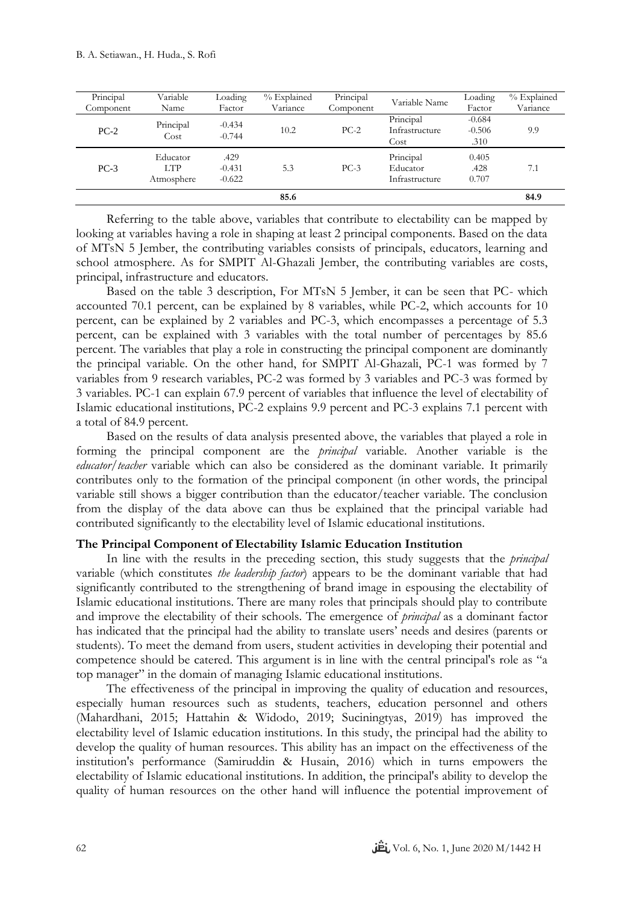| Principal Component | Variable Name | Loading Factor | % Explained Variance | Principal Component | Variable Name | Loading Factor | % Explained Variance |
|---|---|---|---|---|---|---|---|
| PC-2 | Principal<br>Cost | -0.434<br>-0.744 | 10.2 | PC-2 | Principal<br>Infrastructure<br>Cost | -0.684<br>-0.506<br>.310 | 9.9 |
| PC-3 | Educator<br>LTP<br>Atmosphere | .429<br>-0.431<br>-0.622 | 5.3 | PC-3 | Principal<br>Educator<br>Infrastructure | 0.405<br>.428<br>0.707 | 7.1 |
| | | | **85.6** | | | | **84.9** |

Referring to the table above, variables that contribute to electability can be mapped by looking at variables having a role in shaping at least 2 principal components. Based on the data of MTsN 5 Jember, the contributing variables consists of principals, educators, learning and school atmosphere. As for SMPIT Al-Ghazali Jember, the contributing variables are costs, principal, infrastructure and educators.

Based on the table 3 description, For MTsN 5 Jember, it can be seen that PC- which accounted 70.1 percent, can be explained by 8 variables, while PC-2, which accounts for 10 percent, can be explained by 2 variables and PC-3, which encompasses a percentage of 5.3 percent, can be explained with 3 variables with the total number of percentages by 85.6 percent. The variables that play a role in constructing the principal component are dominantly the principal variable. On the other hand, for SMPIT Al-Ghazali, PC-1 was formed by 7 variables from 9 research variables, PC-2 was formed by 3 variables and PC-3 was formed by 3 variables. PC-1 can explain 67.9 percent of variables that influence the level of electability of Islamic educational institutions, PC-2 explains 9.9 percent and PC-3 explains 7.1 percent with a total of 84.9 percent.

Based on the results of data analysis presented above, the variables that played a role in forming the principal component are the *principal* variable. Another variable is the *educator/teacher* variable which can also be considered as the dominant variable. It primarily contributes only to the formation of the principal component (in other words, the principal variable still shows a bigger contribution than the educator/teacher variable. The conclusion from the display of the data above can thus be explained that the principal variable had contributed significantly to the electability level of Islamic educational institutions.

**The Principal Component of Electability Islamic Education Institution**

In line with the results in the preceding section, this study suggests that the *principal* variable (which constitutes *the leadership factor*) appears to be the dominant variable that had significantly contributed to the strengthening of brand image in espousing the electability of Islamic educational institutions. There are many roles that principals should play to contribute and improve the electability of their schools. The emergence of *principal* as a dominant factor has indicated that the principal had the ability to translate users' needs and desires (parents or students). To meet the demand from users, student activities in developing their potential and competence should be catered. This argument is in line with the central principal's role as "a top manager" in the domain of managing Islamic educational institutions.

The effectiveness of the principal in improving the quality of education and resources, especially human resources such as students, teachers, education personnel and others (Mahardhani, 2015; Hattahin & Widodo, 2019; Suciningtyas, 2019) has improved the electability level of Islamic education institutions. In this study, the principal had the ability to develop the quality of human resources. This ability has an impact on the effectiveness of the institution's performance (Samiruddin & Husain, 2016) which in turns empowers the electability of Islamic educational institutions. In addition, the principal's ability to develop the quality of human resources on the other hand will influence the potential improvement of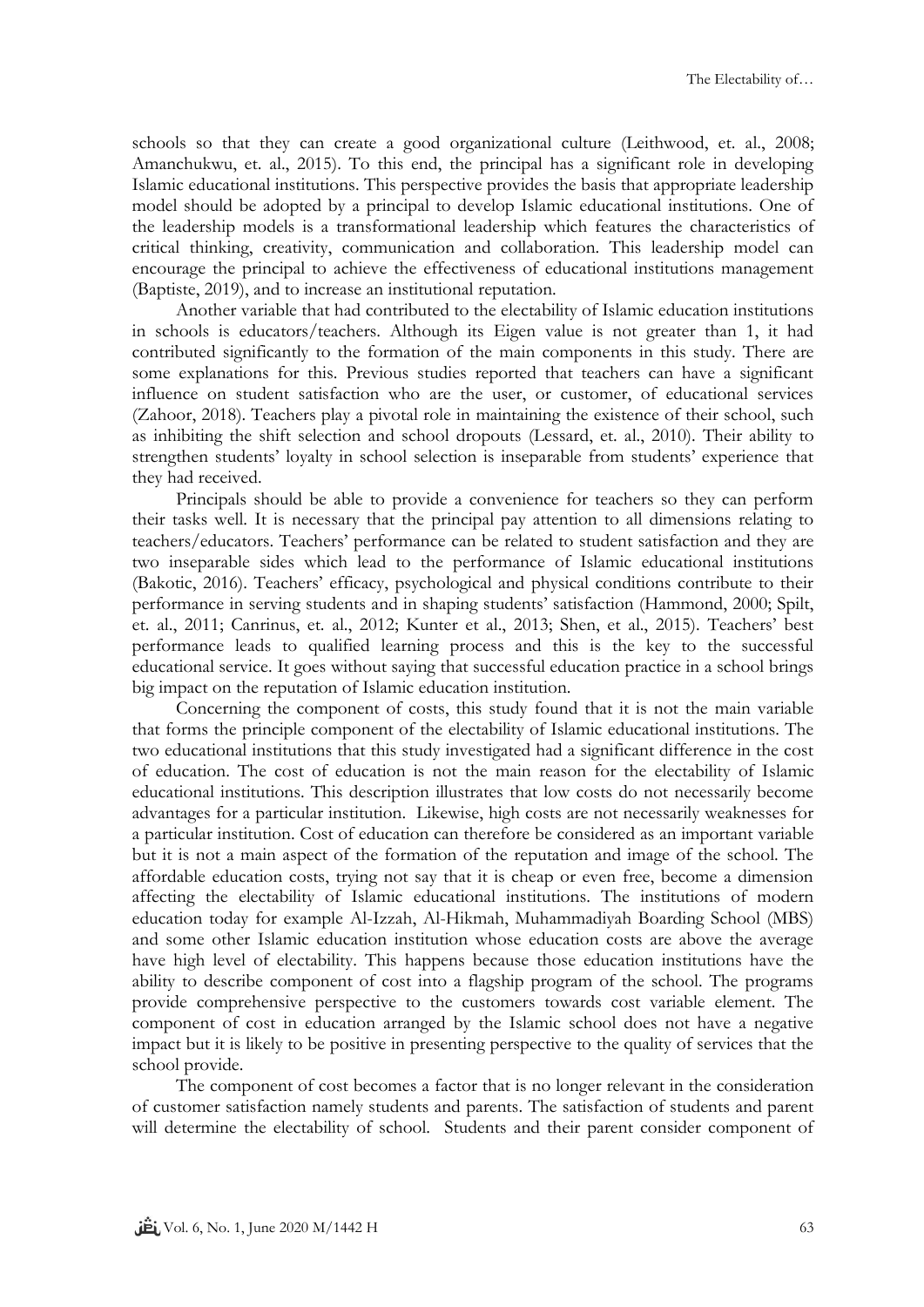schools so that they can create a good organizational culture (Leithwood, et. al., 2008; Amanchukwu, et. al., 2015). To this end, the principal has a significant role in developing Islamic educational institutions. This perspective provides the basis that appropriate leadership model should be adopted by a principal to develop Islamic educational institutions. One of the leadership models is a transformational leadership which features the characteristics of critical thinking, creativity, communication and collaboration. This leadership model can encourage the principal to achieve the effectiveness of educational institutions management (Baptiste, 2019), and to increase an institutional reputation.

Another variable that had contributed to the electability of Islamic education institutions in schools is educators/teachers. Although its Eigen value is not greater than 1, it had contributed significantly to the formation of the main components in this study. There are some explanations for this. Previous studies reported that teachers can have a significant influence on student satisfaction who are the user, or customer, of educational services (Zahoor, 2018). Teachers play a pivotal role in maintaining the existence of their school, such as inhibiting the shift selection and school dropouts (Lessard, et. al., 2010). Their ability to strengthen students' loyalty in school selection is inseparable from students' experience that they had received.

Principals should be able to provide a convenience for teachers so they can perform their tasks well. It is necessary that the principal pay attention to all dimensions relating to teachers/educators. Teachers' performance can be related to student satisfaction and they are two inseparable sides which lead to the performance of Islamic educational institutions (Bakotic, 2016). Teachers' efficacy, psychological and physical conditions contribute to their performance in serving students and in shaping students' satisfaction (Hammond, 2000; Spilt, et. al., 2011; Canrinus, et. al., 2012; Kunter et al., 2013; Shen, et al., 2015). Teachers' best performance leads to qualified learning process and this is the key to the successful educational service. It goes without saying that successful education practice in a school brings big impact on the reputation of Islamic education institution.

Concerning the component of costs, this study found that it is not the main variable that forms the principle component of the electability of Islamic educational institutions. The two educational institutions that this study investigated had a significant difference in the cost of education. The cost of education is not the main reason for the electability of Islamic educational institutions. This description illustrates that low costs do not necessarily become advantages for a particular institution. Likewise, high costs are not necessarily weaknesses for a particular institution. Cost of education can therefore be considered as an important variable but it is not a main aspect of the formation of the reputation and image of the school. The affordable education costs, trying not say that it is cheap or even free, become a dimension affecting the electability of Islamic educational institutions. The institutions of modern education today for example Al-Izzah, Al-Hikmah, Muhammadiyah Boarding School (MBS) and some other Islamic education institution whose education costs are above the average have high level of electability. This happens because those education institutions have the ability to describe component of cost into a flagship program of the school. The programs provide comprehensive perspective to the customers towards cost variable element. The component of cost in education arranged by the Islamic school does not have a negative impact but it is likely to be positive in presenting perspective to the quality of services that the school provide.

The component of cost becomes a factor that is no longer relevant in the consideration of customer satisfaction namely students and parents. The satisfaction of students and parent will determine the electability of school. Students and their parent consider component of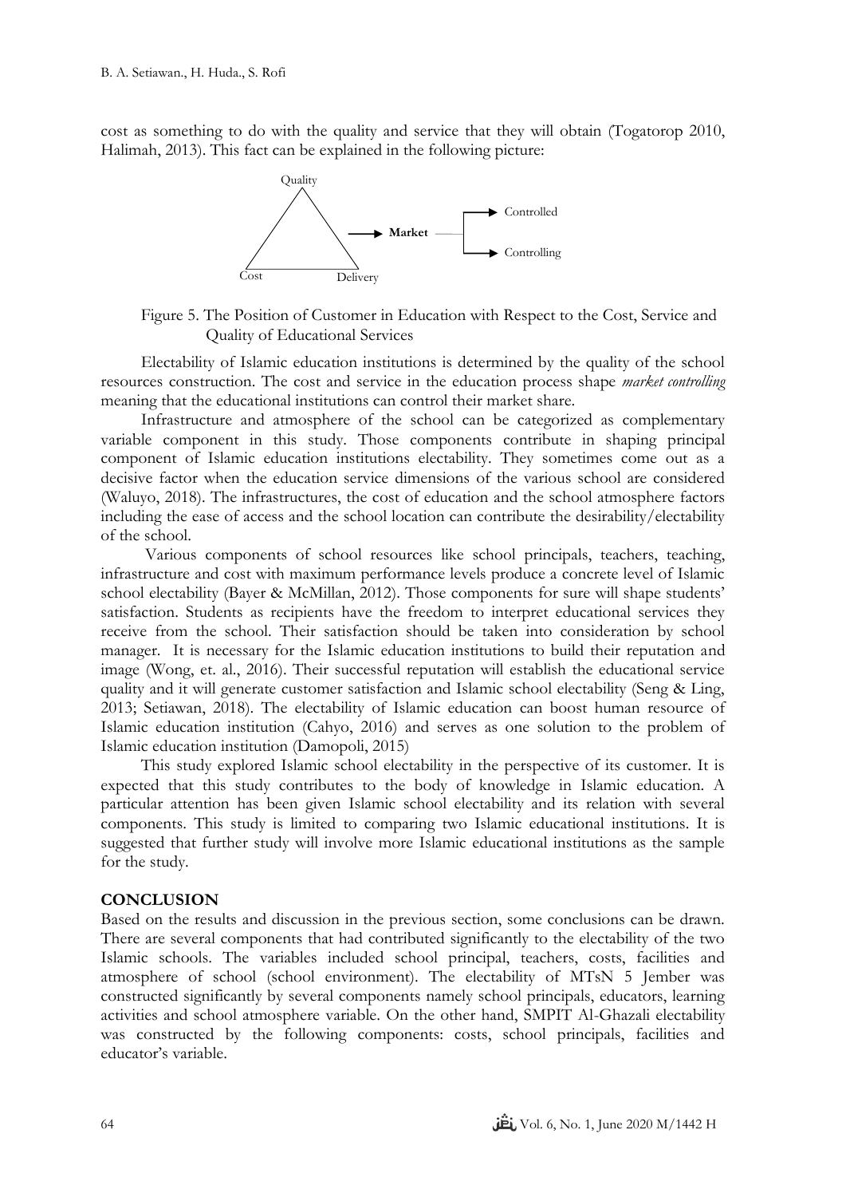cost as something to do with the quality and service that they will obtain (Togatorop 2010, Halimah, 2013). This fact can be explained in the following picture:

Figure 5. The Position of Customer in Education with Respect to the Cost, Service and Quality of Educational Services

Electability of Islamic education institutions is determined by the quality of the school resources construction. The cost and service in the education process shape *market controlling* meaning that the educational institutions can control their market share.

Infrastructure and atmosphere of the school can be categorized as complementary variable component in this study. Those components contribute in shaping principal component of Islamic education institutions electability. They sometimes come out as a decisive factor when the education service dimensions of the various school are considered (Waluyo, 2018). The infrastructures, the cost of education and the school atmosphere factors including the ease of access and the school location can contribute the desirability/electability of the school.

Various components of school resources like school principals, teachers, teaching, infrastructure and cost with maximum performance levels produce a concrete level of Islamic school electability (Bayer & McMillan, 2012). Those components for sure will shape students' satisfaction. Students as recipients have the freedom to interpret educational services they receive from the school. Their satisfaction should be taken into consideration by school manager. It is necessary for the Islamic education institutions to build their reputation and image (Wong, et. al., 2016). Their successful reputation will establish the educational service quality and it will generate customer satisfaction and Islamic school electability (Seng & Ling, 2013; Setiawan, 2018). The electability of Islamic education can boost human resource of Islamic education institution (Cahyo, 2016) and serves as one solution to the problem of Islamic education institution (Damopoli, 2015)

This study explored Islamic school electability in the perspective of its customer. It is expected that this study contributes to the body of knowledge in Islamic education. A particular attention has been given Islamic school electability and its relation with several components. This study is limited to comparing two Islamic educational institutions. It is suggested that further study will involve more Islamic educational institutions as the sample for the study.

## CONCLUSION

Based on the results and discussion in the previous section, some conclusions can be drawn. There are several components that had contributed significantly to the electability of the two Islamic schools. The variables included school principal, teachers, costs, facilities and atmosphere of school (school environment). The electability of MTsN 5 Jember was constructed significantly by several components namely school principals, educators, learning activities and school atmosphere variable. On the other hand, SMPIT Al-Ghazali electability was constructed by the following components: costs, school principals, facilities and educator's variable.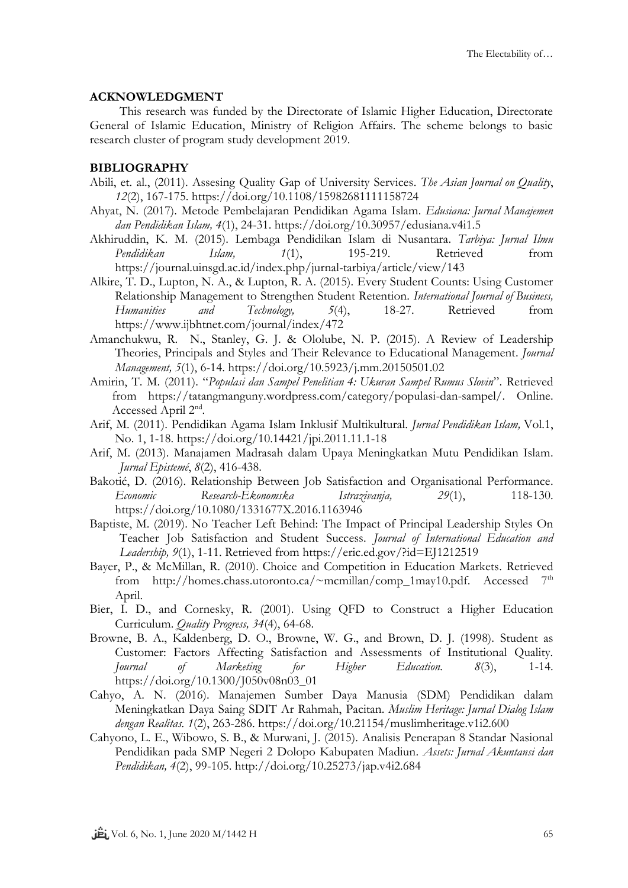## ACKNOWLEDGMENT

This research was funded by the Directorate of Islamic Higher Education, Directorate General of Islamic Education, Ministry of Religion Affairs. The scheme belongs to basic research cluster of program study development 2019.

## BIBLIOGRAPHY

Abili, et. al., (2011). Assesing Quality Gap of University Services. *The Asian Journal on Quality*, *12*(2), 167-175. https://doi.org/10.1108/15982681111158724

Ahyat, N. (2017). Metode Pembelajaran Pendidikan Agama Islam. *Edusiana: Jurnal Manajemen dan Pendidikan Islam, 4*(1), 24-31. https://doi.org/10.30957/edusiana.v4i1.5

Akhiruddin, K. M. (2015). Lembaga Pendidikan Islam di Nusantara. *Tarbiya: Jurnal Ilmu Pendidikan Islam, 1*(1), 195-219. Retrieved from https://journal.uinsgd.ac.id/index.php/jurnal-tarbiya/article/view/143

Alkire, T. D., Lupton, N. A., & Lupton, R. A. (2015). Every Student Counts: Using Customer Relationship Management to Strengthen Student Retention. *International Journal of Business, Humanities and Technology, 5*(4), 18-27. Retrieved from https://www.ijbhtnet.com/journal/index/472

Amanchukwu, R. N., Stanley, G. J. & Ololube, N. P. (2015). A Review of Leadership Theories, Principals and Styles and Their Relevance to Educational Management. *Journal Management, 5*(1), 6-14. https://doi.org/10.5923/j.mm.20150501.02

Amirin, T. M. (2011). "*Populasi dan Sampel Penelitian 4: Ukuran Sampel Rumus Slovin*". Retrieved from https://tatangmanguny.wordpress.com/category/populasi-dan-sampel/. Online. Accessed April 2nd.

Arif, M. (2011). Pendidikan Agama Islam Inklusif Multikultural. *Jurnal Pendidikan Islam,* Vol.1, No. 1, 1-18. https://doi.org/10.14421/jpi.2011.11.1-18

Arif, M. (2013). Manajamen Madrasah dalam Upaya Meningkatkan Mutu Pendidikan Islam. *Jurnal Epistemé*, *8*(2), 416-438.

Bakotić, D. (2016). Relationship Between Job Satisfaction and Organisational Performance. *Economic Research-Ekonomska Istrazivanja, 29*(1), 118-130. https://doi.org/10.1080/1331677X.2016.1163946

Baptiste, M. (2019). No Teacher Left Behind: The Impact of Principal Leadership Styles On Teacher Job Satisfaction and Student Success. *Journal of International Education and Leadership, 9*(1), 1-11. Retrieved from https://eric.ed.gov/?id=EJ1212519

Bayer, P., & McMillan, R. (2010). Choice and Competition in Education Markets. Retrieved from http://homes.chass.utoronto.ca/~mcmillan/comp_1may10.pdf. Accessed 7th April.

Bier, I. D., and Cornesky, R. (2001). Using QFD to Construct a Higher Education Curriculum. *Quality Progress, 34*(4), 64-68.

Browne, B. A., Kaldenberg, D. O., Browne, W. G., and Brown, D. J. (1998). Student as Customer: Factors Affecting Satisfaction and Assessments of Institutional Quality. *Journal of Marketing for Higher Education. 8*(3), 1-14. https://doi.org/10.1300/J050v08n03_01

Cahyo, A. N. (2016). Manajemen Sumber Daya Manusia (SDM) Pendidikan dalam Meningkatkan Daya Saing SDIT Ar Rahmah, Pacitan. *Muslim Heritage: Jurnal Dialog Islam dengan Realitas. 1*(2), 263-286. https://doi.org/10.21154/muslimheritage.v1i2.600

Cahyono, L. E., Wibowo, S. B., & Murwani, J. (2015). Analisis Penerapan 8 Standar Nasional Pendidikan pada SMP Negeri 2 Dolopo Kabupaten Madiun. *Assets: Jurnal Akuntansi dan Pendidikan, 4*(2), 99-105. http://doi.org/10.25273/jap.v4i2.684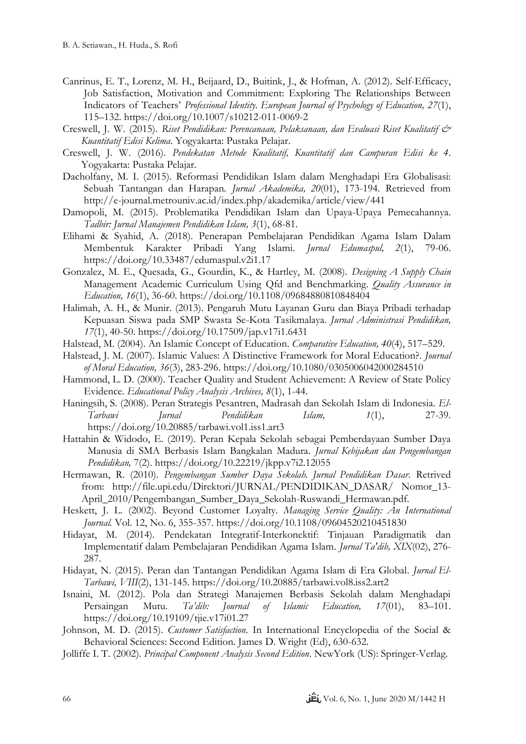Canrinus, E. T., Lorenz, M. H., Beijaard, D., Buitink, J., & Hofman, A. (2012). Self-Efficacy, Job Satisfaction, Motivation and Commitment: Exploring The Relationships Between Indicators of Teachers' *Professional Identity*. *European Journal of Psychology of Education, 27*(1), 115–132. https://doi.org/10.1007/s10212-011-0069-2

Creswell, J. W. (2015). *Riset Pendidikan: Perencanaan, Pelaksanaan, dan Evaluasi Riset Kualitatif & Kuantitatif Edisi Kelima*. Yogyakarta: Pustaka Pelajar.

Creswell, J. W. (2016). *Pendekatan Metode Kualitatif, Kuantitatif dan Campuran Edisi ke 4*. Yogyakarta: Pustaka Pelajar.

Dacholfany, M. I. (2015). Reformasi Pendidikan Islam dalam Menghadapi Era Globalisasi: Sebuah Tantangan dan Harapan. *Jurnal Akademika, 20*(01), 173-194. Retrieved from http://e-journal.metrouniv.ac.id/index.php/akademika/article/view/441

Damopoli, M. (2015). Problematika Pendidikan Islam dan Upaya-Upaya Pemecahannya. *Tadbir: Jurnal Manajemen Pendidikan Islam, 3*(1), 68-81.

Elihami & Syahid, A. (2018). Penerapan Pembelajaran Pendidikan Agama Islam Dalam Membentuk Karakter Pribadi Yang Islami. *Jurnal Edumaspul, 2*(1), 79-06. https://doi.org/10.33487/edumaspul.v2i1.17

Gonzalez, M. E., Quesada, G., Gourdin, K., & Hartley, M. (2008). *Designing A Supply Chain* Management Academic Curriculum Using Qfd and Benchmarking. *Quality Assurance in Education, 16*(1), 36-60. https://doi.org/10.1108/09684880810848404

Halimah, A. H., & Munir. (2013). Pengaruh Mutu Layanan Guru dan Biaya Pribadi terhadap Kepuasan Siswa pada SMP Swasta Se-Kota Tasikmalaya. *Jurnal Administrasi Pendidikan, 17*(1), 40-50. https://doi.org/10.17509/jap.v17i1.6431

Halstead, M. (2004). An Islamic Concept of Education. *Comparative Education, 40*(4), 517–529.

Halstead, J. M. (2007). Islamic Values: A Distinctive Framework for Moral Education?. *Journal of Moral Education, 36*(3), 283-296. https://doi.org/10.1080/0305006042000284510

Hammond, L. D. (2000). Teacher Quality and Student Achievement: A Review of State Policy Evidence. *Educational Policy Analysis Archives, 8*(1), 1-44.

Haningsih, S. (2008). Peran Strategis Pesantren, Madrasah dan Sekolah Islam di Indonesia. *El-Tarbawi Jurnal Pendidikan Islam, 1*(1), 27-39. https://doi.org/10.20885/tarbawi.vol1.iss1.art3

Hattahin & Widodo, E. (2019). Peran Kepala Sekolah sebagai Pemberdayaan Sumber Daya Manusia di SMA Berbasis Islam Bangkalan Madura. *Jurnal Kebijakan dan Pengembangan Pendidikan,* 7(2). https://doi.org/10.22219/jkpp.v7i2.12055

Hermawan, R. (2010). *Pengembangan Sumber Daya Sekolah. Jurnal Pendidikan Dasar.* Retrived from: http://file.upi.edu/Direktori/JURNAL/PENDIDIKAN_DASAR/ Nomor_13-April_2010/Pengembangan_Sumber_Daya_Sekolah-Ruswandi_Hermawan.pdf.

Heskett, J. L. (2002). Beyond Customer Loyalty. *Managing Service Quality: An International Journal.* Vol. 12, No. 6, 355-357. https://doi.org/10.1108/09604520210451830

Hidayat, M. (2014). Pendekatan Integratif-Interkonektif: Tinjauan Paradigmatik dan Implementatif dalam Pembelajaran Pendidikan Agama Islam. *Jurnal Ta'dib, XIX*(02), 276-287.

Hidayat, N. (2015). Peran dan Tantangan Pendidikan Agama Islam di Era Global. *Jurnal El-Tarbawi, VIII*(2), 131-145. https://doi.org/10.20885/tarbawi.vol8.iss2.art2

Isnaini, M. (2012). Pola dan Strategi Manajemen Berbasis Sekolah dalam Menghadapi Persaingan Mutu. *Ta'dib: Journal of Islamic Education, 17*(01), 83–101. https://doi.org/10.19109/tjie.v17i01.27

Johnson, M. D. (2015). *Customer Satisfaction*. In International Encyclopedia of the Social & Behavioral Sciences: Second Edition. James D. Wright (Ed), 630-632.

Jolliffe I. T. (2002). *Principal Component Analysis Second Edition*. NewYork (US): Springer-Verlag.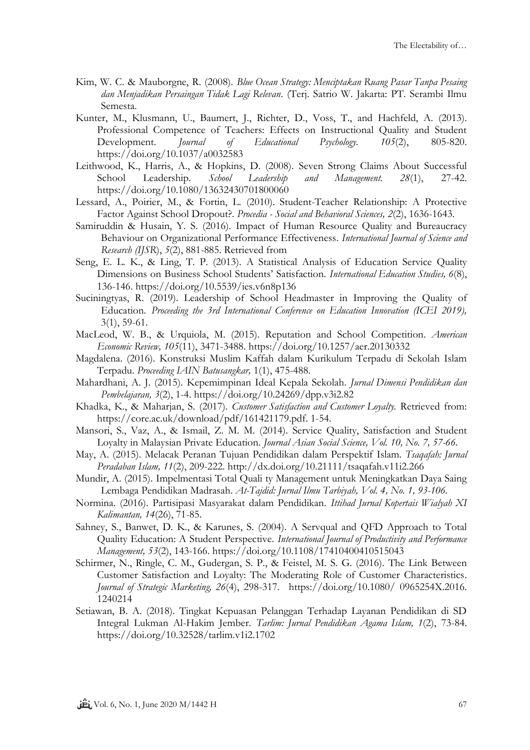Kim, W. C. & Mauborgne, R. (2008). *Blue Ocean Strategy: Menciptakan Ruang Pasar Tanpa Pesaing dan Menjadikan Persaingan Tidak Lagi Relevan*. (Terj. Satrio W. Jakarta: PT. Serambi Ilmu Semesta.

Kunter, M., Klusmann, U., Baumert, J., Richter, D., Voss, T., and Hachfeld, A. (2013). Professional Competence of Teachers: Effects on Instructional Quality and Student Development. *Journal of Educational Psychology. 105*(2), 805-820. https://doi.org/10.1037/a0032583

Leithwood, K., Harris, A., & Hopkins, D. (2008). Seven Strong Claims About Successful School Leadership. *School Leadership and Management. 28*(1), 27-42. https://doi.org/10.1080/13632430701800060

Lessard, A., Poirier, M., & Fortin, L. (2010). Student-Teacher Relationship: A Protective Factor Against School Dropout?. *Procedia - Social and Behavioral Sciences, 2*(2), 1636-1643.

Samiruddin & Husain, Y. S. (2016). Impact of Human Resource Quality and Bureaucracy Behaviour on Organizational Performance Effectiveness. *International Journal of Science and Research (IJSR*), *5*(2), 881-885. Retrieved from

Seng, E. L. K., & Ling, T. P. (2013). A Statistical Analysis of Education Service Quality Dimensions on Business School Students' Satisfaction. *International Education Studies, 6*(8), 136-146. https://doi.org/10.5539/ies.v6n8p136

Suciningtyas, R. (2019). Leadership of School Headmaster in Improving the Quality of Education. *Proceeding the 3rd International Conference on Education Innovation (ICEI 2019),* 3(1), 59-61.

MacLeod, W. B., & Urquiola, M. (2015). Reputation and School Competition. *American Economic Review, 105*(11), 3471-3488. https://doi.org/10.1257/aer.20130332

Magdalena. (2016). Konstruksi Muslim Kaffah dalam Kurikulum Terpadu di Sekolah Islam Terpadu. *Proceeding IAIN Batusangkar,* 1(1), 475-488.

Mahardhani, A. J. (2015). Kepemimpinan Ideal Kepala Sekolah. *Jurnal Dimensi Pendidikan dan Pembelajaran, 3*(2), 1-4. https://doi.org/10.24269/dpp.v3i2.82

Khadka, K., & Maharjan, S. (2017). *Customer Satisfaction and Customer Loyalty.* Retrieved from: https://core.ac.uk/download/pdf/161421179.pdf. 1-54.

Mansori, S., Vaz, A., & Ismail, Z. M. M. (2014). Service Quality, Satisfaction and Student Loyalty in Malaysian Private Education. *Journal Asian Social Science, Vol. 10, No. 7, 57-66.*

May, A. (2015). Melacak Peranan Tujuan Pendidikan dalam Perspektif Islam. *Tsaqafah: Jurnal Peradaban Islam, 11*(2), 209-222. http://dx.doi.org/10.21111/tsaqafah.v11i2.266

Mundir, A. (2015). Impelmentasi Total Quali ty Management untuk Meningkatkan Daya Saing Lembaga Pendidikan Madrasah. *At-Tajdid: Jurnal Ilmu Tarbiyah, Vol. 4, No. 1, 93-106.*

Normina. (2016). Partisipasi Masyarakat dalam Pendidikan. *Ittihad Jurnal Kopertais Wialyah XI Kalimantan, 14*(26), 71-85.

Sahney, S., Banwet, D. K., & Karunes, S. (2004). A Servqual and QFD Approach to Total Quality Education: A Student Perspective. *International Journal of Productivity and Performance Management, 53*(2), 143-166. https://doi.org/10.1108/17410400410515043

Schirmer, N., Ringle, C. M., Gudergan, S. P., & Feistel, M. S. G. (2016). The Link Between Customer Satisfaction and Loyalty: The Moderating Role of Customer Characteristics. *Journal of Strategic Marketing, 26*(4), 298-317. https://doi.org/10.1080/ 0965254X.2016. 1240214

Setiawan, B. A. (2018). Tingkat Kepuasan Pelanggan Terhadap Layanan Pendidikan di SD Integral Lukman Al-Hakim Jember. *Tarlim: Jurnal Pendidikan Agama Islam, 1*(2), 73-84. https://doi.org/10.32528/tarlim.v1i2.1702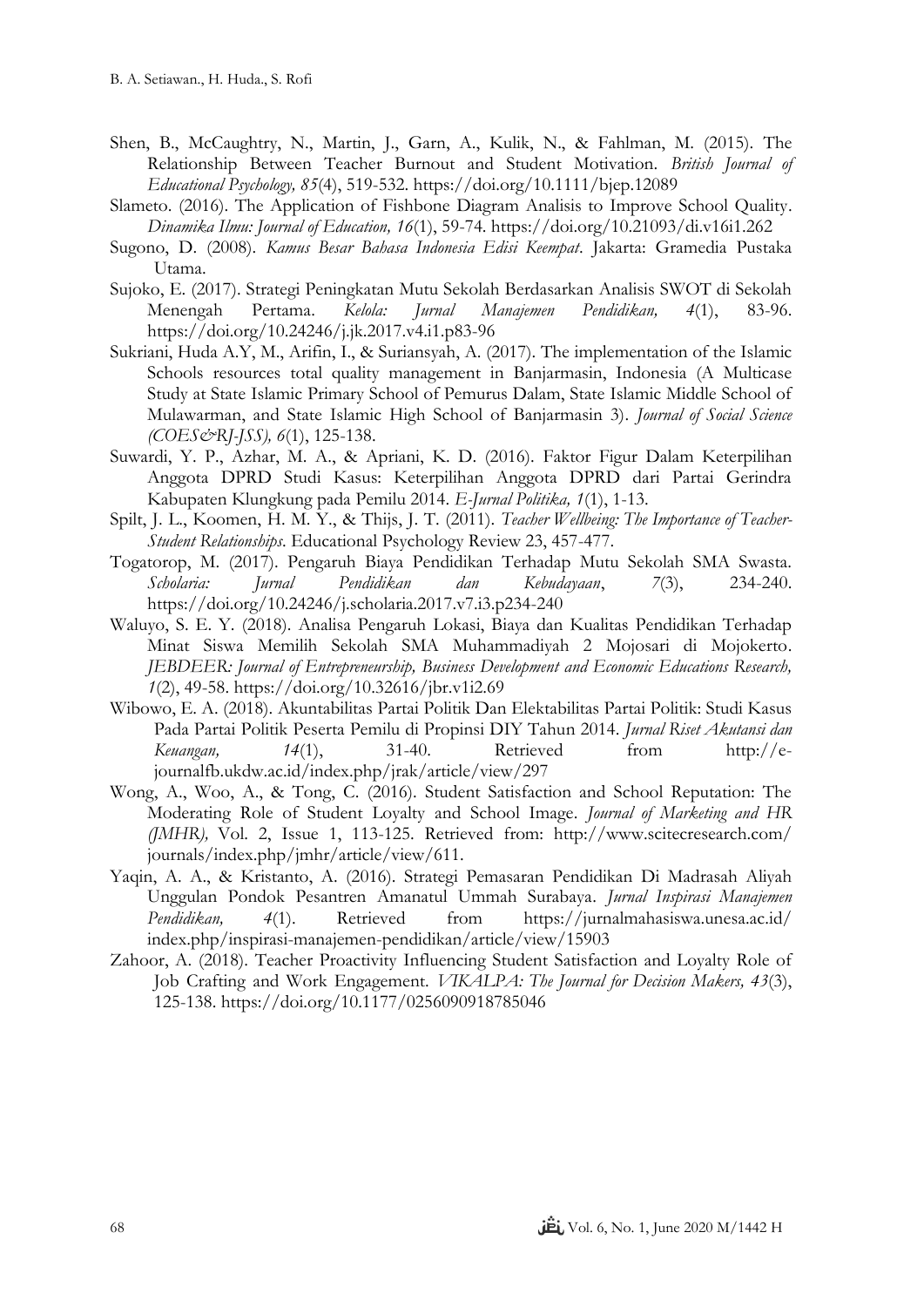Shen, B., McCaughtry, N., Martin, J., Garn, A., Kulik, N., & Fahlman, M. (2015). The Relationship Between Teacher Burnout and Student Motivation. *British Journal of Educational Psychology, 85*(4), 519-532. https://doi.org/10.1111/bjep.12089

Slameto. (2016). The Application of Fishbone Diagram Analisis to Improve School Quality. *Dinamika Ilmu: Journal of Education, 16*(1), 59-74. https://doi.org/10.21093/di.v16i1.262

Sugono, D. (2008). *Kamus Besar Bahasa Indonesia Edisi Keempat*. Jakarta: Gramedia Pustaka Utama.

Sujoko, E. (2017). Strategi Peningkatan Mutu Sekolah Berdasarkan Analisis SWOT di Sekolah Menengah Pertama. *Kelola: Jurnal Manajemen Pendidikan, 4*(1), 83-96. https://doi.org/10.24246/j.jk.2017.v4.i1.p83-96

Sukriani, Huda A.Y, M., Arifin, I., & Suriansyah, A. (2017). The implementation of the Islamic Schools resources total quality management in Banjarmasin, Indonesia (A Multicase Study at State Islamic Primary School of Pemurus Dalam, State Islamic Middle School of Mulawarman, and State Islamic High School of Banjarmasin 3). *Journal of Social Science (COES&RJ-JSS), 6*(1), 125-138.

Suwardi, Y. P., Azhar, M. A., & Apriani, K. D. (2016). Faktor Figur Dalam Keterpilihan Anggota DPRD Studi Kasus: Keterpilihan Anggota DPRD dari Partai Gerindra Kabupaten Klungkung pada Pemilu 2014. *E-Jurnal Politika, 1*(1), 1-13.

Spilt, J. L., Koomen, H. M. Y., & Thijs, J. T. (2011). *Teacher Wellbeing: The Importance of Teacher-Student Relationships*. Educational Psychology Review 23, 457-477.

Togatorop, M. (2017). Pengaruh Biaya Pendidikan Terhadap Mutu Sekolah SMA Swasta. *Scholaria: Jurnal Pendidikan dan Kebudayaan*, *7*(3), 234-240. https://doi.org/10.24246/j.scholaria.2017.v7.i3.p234-240

Waluyo, S. E. Y. (2018). Analisa Pengaruh Lokasi, Biaya dan Kualitas Pendidikan Terhadap Minat Siswa Memilih Sekolah SMA Muhammadiyah 2 Mojosari di Mojokerto. *JEBDEER: Journal of Entrepreneurship, Business Development and Economic Educations Research, 1*(2), 49-58. https://doi.org/10.32616/jbr.v1i2.69

Wibowo, E. A. (2018). Akuntabilitas Partai Politik Dan Elektabilitas Partai Politik: Studi Kasus Pada Partai Politik Peserta Pemilu di Propinsi DIY Tahun 2014. *Jurnal Riset Akutansi dan Keuangan, 14*(1), 31-40. Retrieved from http://e-journalfb.ukdw.ac.id/index.php/jrak/article/view/297

Wong, A., Woo, A., & Tong, C. (2016). Student Satisfaction and School Reputation: The Moderating Role of Student Loyalty and School Image. *Journal of Marketing and HR (JMHR),* Vol. 2, Issue 1, 113-125. Retrieved from: http://www.scitecresearch.com/journals/index.php/jmhr/article/view/611.

Yaqin, A. A., & Kristanto, A. (2016). Strategi Pemasaran Pendidikan Di Madrasah Aliyah Unggulan Pondok Pesantren Amanatul Ummah Surabaya. *Jurnal Inspirasi Manajemen Pendidikan, 4*(1). Retrieved from https://jurnalmahasiswa.unesa.ac.id/index.php/inspirasi-manajemen-pendidikan/article/view/15903

Zahoor, A. (2018). Teacher Proactivity Influencing Student Satisfaction and Loyalty Role of Job Crafting and Work Engagement. *VIKALPA: The Journal for Decision Makers, 43*(3), 125-138. https://doi.org/10.1177/0256090918785046